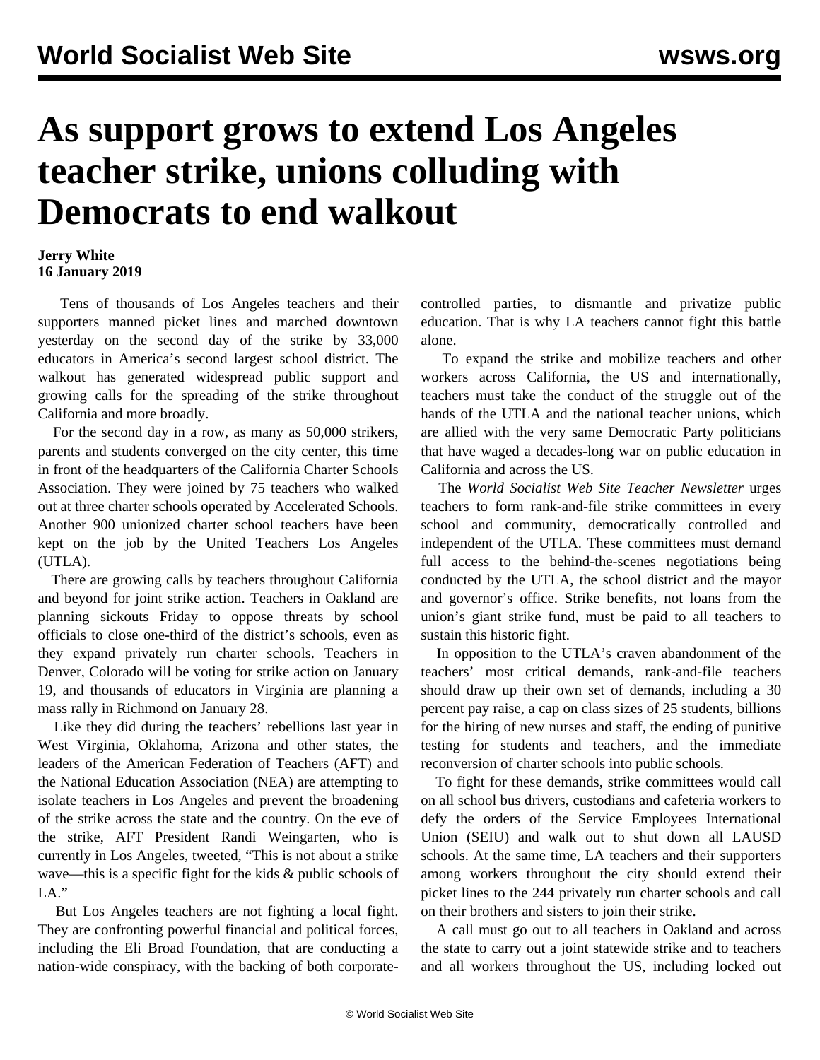# As support grows to extend Los Angeles teacher strike, unions colluding with Democrats to end walkout

**Jerry White**
**16 January 2019**

Tens of thousands of Los Angeles teachers and their supporters manned picket lines and marched downtown yesterday on the second day of the strike by 33,000 educators in America's second largest school district. The walkout has generated widespread public support and growing calls for the spreading of the strike throughout California and more broadly.

For the second day in a row, as many as 50,000 strikers, parents and students converged on the city center, this time in front of the headquarters of the California Charter Schools Association. They were joined by 75 teachers who walked out at three charter schools operated by Accelerated Schools. Another 900 unionized charter school teachers have been kept on the job by the United Teachers Los Angeles (UTLA).

There are growing calls by teachers throughout California and beyond for joint strike action. Teachers in Oakland are planning sickouts Friday to oppose threats by school officials to close one-third of the district's schools, even as they expand privately run charter schools. Teachers in Denver, Colorado will be voting for strike action on January 19, and thousands of educators in Virginia are planning a mass rally in Richmond on January 28.

Like they did during the teachers' rebellions last year in West Virginia, Oklahoma, Arizona and other states, the leaders of the American Federation of Teachers (AFT) and the National Education Association (NEA) are attempting to isolate teachers in Los Angeles and prevent the broadening of the strike across the state and the country. On the eve of the strike, AFT President Randi Weingarten, who is currently in Los Angeles, tweeted, "This is not about a strike wave—this is a specific fight for the kids & public schools of LA."

But Los Angeles teachers are not fighting a local fight. They are confronting powerful financial and political forces, including the Eli Broad Foundation, that are conducting a nation-wide conspiracy, with the backing of both corporate-controlled parties, to dismantle and privatize public education. That is why LA teachers cannot fight this battle alone.

To expand the strike and mobilize teachers and other workers across California, the US and internationally, teachers must take the conduct of the struggle out of the hands of the UTLA and the national teacher unions, which are allied with the very same Democratic Party politicians that have waged a decades-long war on public education in California and across the US.

The *World Socialist Web Site Teacher Newsletter* urges teachers to form rank-and-file strike committees in every school and community, democratically controlled and independent of the UTLA. These committees must demand full access to the behind-the-scenes negotiations being conducted by the UTLA, the school district and the mayor and governor's office. Strike benefits, not loans from the union's giant strike fund, must be paid to all teachers to sustain this historic fight.

In opposition to the UTLA's craven abandonment of the teachers' most critical demands, rank-and-file teachers should draw up their own set of demands, including a 30 percent pay raise, a cap on class sizes of 25 students, billions for the hiring of new nurses and staff, the ending of punitive testing for students and teachers, and the immediate reconversion of charter schools into public schools.

To fight for these demands, strike committees would call on all school bus drivers, custodians and cafeteria workers to defy the orders of the Service Employees International Union (SEIU) and walk out to shut down all LAUSD schools. At the same time, LA teachers and their supporters among workers throughout the city should extend their picket lines to the 244 privately run charter schools and call on their brothers and sisters to join their strike.

A call must go out to all teachers in Oakland and across the state to carry out a joint statewide strike and to teachers and all workers throughout the US, including locked out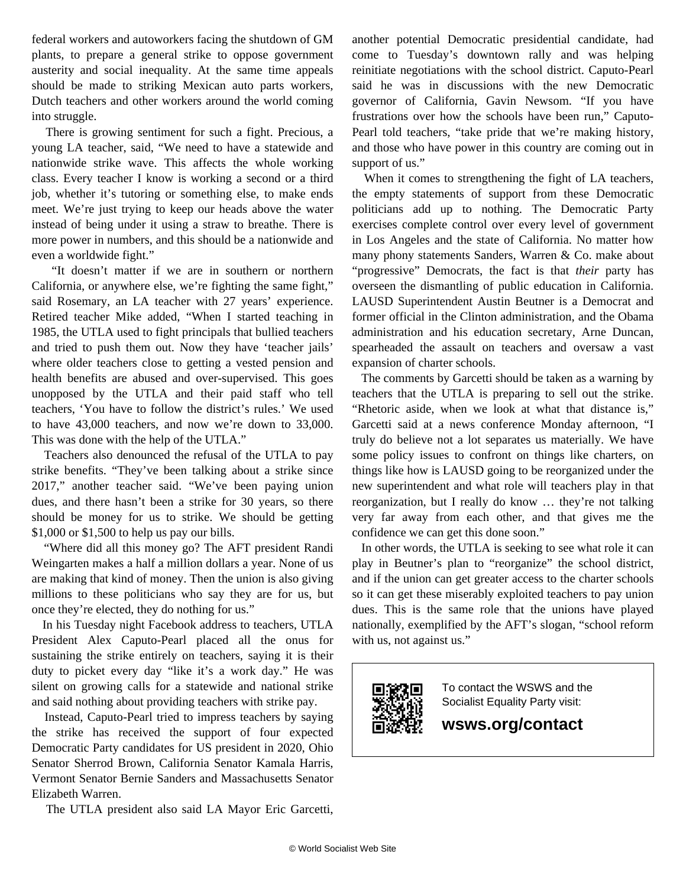federal workers and autoworkers facing the shutdown of GM plants, to prepare a general strike to oppose government austerity and social inequality. At the same time appeals should be made to striking Mexican auto parts workers, Dutch teachers and other workers around the world coming into struggle.

There is growing sentiment for such a fight. Precious, a young LA teacher, said, "We need to have a statewide and nationwide strike wave. This affects the whole working class. Every teacher I know is working a second or a third job, whether it's tutoring or something else, to make ends meet. We're just trying to keep our heads above the water instead of being under it using a straw to breathe. There is more power in numbers, and this should be a nationwide and even a worldwide fight."

"It doesn't matter if we are in southern or northern California, or anywhere else, we're fighting the same fight," said Rosemary, an LA teacher with 27 years' experience. Retired teacher Mike added, "When I started teaching in 1985, the UTLA used to fight principals that bullied teachers and tried to push them out. Now they have 'teacher jails' where older teachers close to getting a vested pension and health benefits are abused and over-supervised. This goes unopposed by the UTLA and their paid staff who tell teachers, 'You have to follow the district's rules.' We used to have 43,000 teachers, and now we're down to 33,000. This was done with the help of the UTLA."

Teachers also denounced the refusal of the UTLA to pay strike benefits. "They've been talking about a strike since 2017," another teacher said. "We've been paying union dues, and there hasn't been a strike for 30 years, so there should be money for us to strike. We should be getting $1,000 or $1,500 to help us pay our bills.

"Where did all this money go? The AFT president Randi Weingarten makes a half a million dollars a year. None of us are making that kind of money. Then the union is also giving millions to these politicians who say they are for us, but once they're elected, they do nothing for us."

In his Tuesday night Facebook address to teachers, UTLA President Alex Caputo-Pearl placed all the onus for sustaining the strike entirely on teachers, saying it is their duty to picket every day "like it's a work day." He was silent on growing calls for a statewide and national strike and said nothing about providing teachers with strike pay.

Instead, Caputo-Pearl tried to impress teachers by saying the strike has received the support of four expected Democratic Party candidates for US president in 2020, Ohio Senator Sherrod Brown, California Senator Kamala Harris, Vermont Senator Bernie Sanders and Massachusetts Senator Elizabeth Warren.

The UTLA president also said LA Mayor Eric Garcetti, another potential Democratic presidential candidate, had come to Tuesday's downtown rally and was helping reinitiate negotiations with the school district. Caputo-Pearl said he was in discussions with the new Democratic governor of California, Gavin Newsom. "If you have frustrations over how the schools have been run," Caputo-Pearl told teachers, "take pride that we're making history, and those who have power in this country are coming out in support of us."

When it comes to strengthening the fight of LA teachers, the empty statements of support from these Democratic politicians add up to nothing. The Democratic Party exercises complete control over every level of government in Los Angeles and the state of California. No matter how many phony statements Sanders, Warren & Co. make about "progressive" Democrats, the fact is that *their* party has overseen the dismantling of public education in California. LAUSD Superintendent Austin Beutner is a Democrat and former official in the Clinton administration, and the Obama administration and his education secretary, Arne Duncan, spearheaded the assault on teachers and oversaw a vast expansion of charter schools.

The comments by Garcetti should be taken as a warning by teachers that the UTLA is preparing to sell out the strike. "Rhetoric aside, when we look at what that distance is," Garcetti said at a news conference Monday afternoon, "I truly do believe not a lot separates us materially. We have some policy issues to confront on things like charters, on things like how is LAUSD going to be reorganized under the new superintendent and what role will teachers play in that reorganization, but I really do know … they're not talking very far away from each other, and that gives me the confidence we can get this done soon."

In other words, the UTLA is seeking to see what role it can play in Beutner's plan to "reorganize" the school district, and if the union can get greater access to the charter schools so it can get these miserably exploited teachers to pay union dues. This is the same role that the unions have played nationally, exemplified by the AFT's slogan, "school reform with us, not against us."

To contact the WSWS and the Socialist Equality Party visit:

**wsws.org/contact**